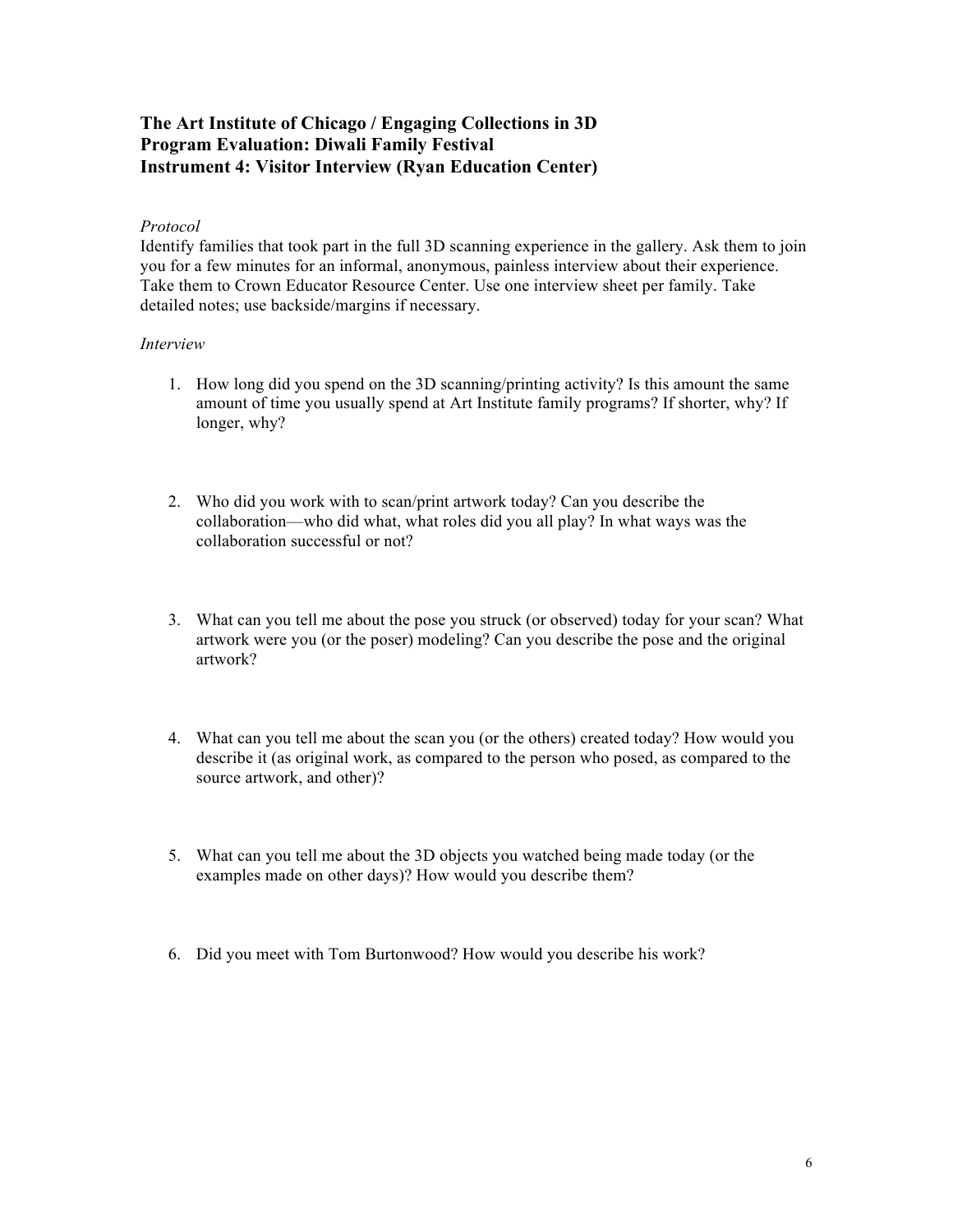**The Art Institute of Chicago / Engaging Collections in 3D**
**Program Evaluation: Diwali Family Festival**
**Instrument 4: Visitor Interview (Ryan Education Center)**

*Protocol*

Identify families that took part in the full 3D scanning experience in the gallery. Ask them to join you for a few minutes for an informal, anonymous, painless interview about their experience. Take them to Crown Educator Resource Center. Use one interview sheet per family. Take detailed notes; use backside/margins if necessary.

*Interview*

1. How long did you spend on the 3D scanning/printing activity? Is this amount the same amount of time you usually spend at Art Institute family programs? If shorter, why? If longer, why?

2. Who did you work with to scan/print artwork today? Can you describe the collaboration—who did what, what roles did you all play? In what ways was the collaboration successful or not?

3. What can you tell me about the pose you struck (or observed) today for your scan? What artwork were you (or the poser) modeling? Can you describe the pose and the original artwork?

4. What can you tell me about the scan you (or the others) created today? How would you describe it (as original work, as compared to the person who posed, as compared to the source artwork, and other)?

5. What can you tell me about the 3D objects you watched being made today (or the examples made on other days)? How would you describe them?

6. Did you meet with Tom Burtonwood? How would you describe his work?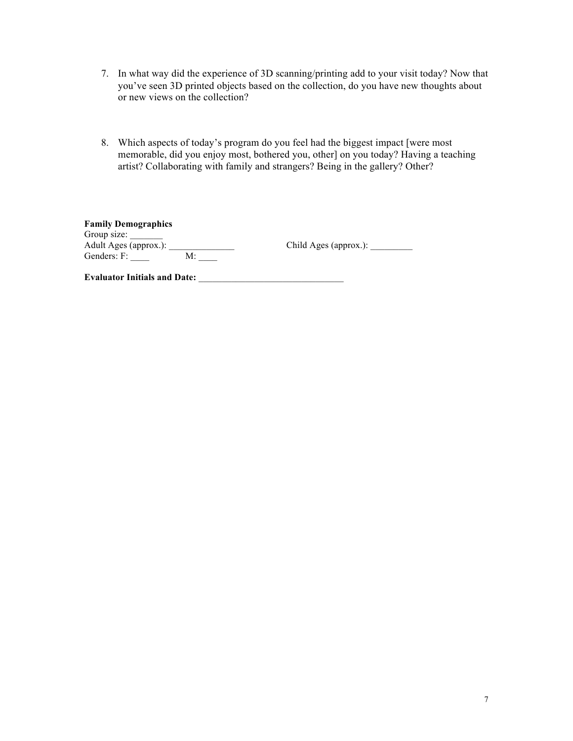7. In what way did the experience of 3D scanning/printing add to your visit today? Now that you've seen 3D printed objects based on the collection, do you have new thoughts about or new views on the collection?

8. Which aspects of today's program do you feel had the biggest impact [were most memorable, did you enjoy most, bothered you, other] on you today? Having a teaching artist? Collaborating with family and strangers? Being in the gallery? Other?

**Family Demographics**
Group size: _______
Adult Ages (approx.): ______________ Child Ages (approx.): _________
Genders: F: ____ M: ____

**Evaluator Initials and Date:** ______________________________